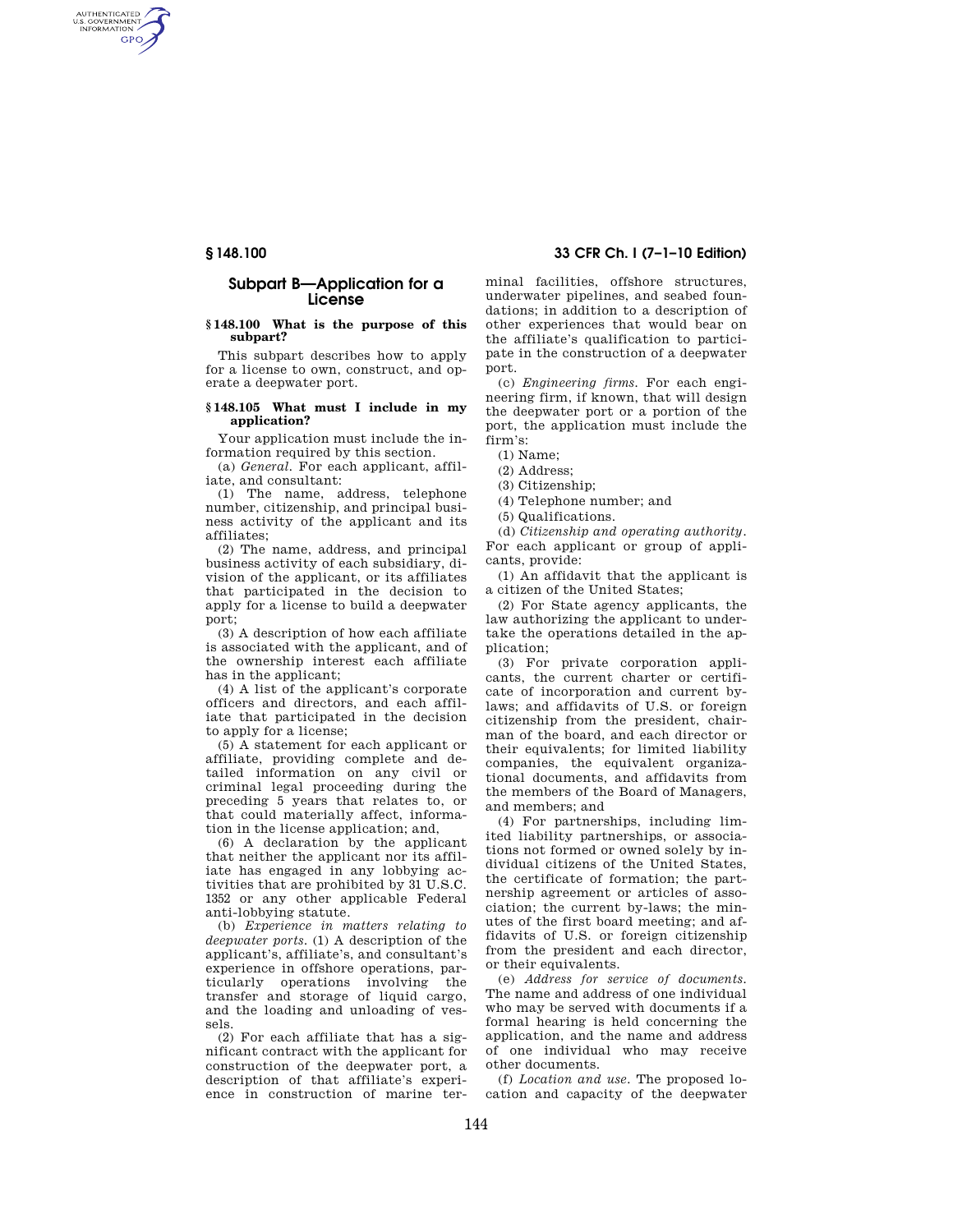## Subpart B—Application for a License

### § 148.100 What is the purpose of this subpart?

This subpart describes how to apply for a license to own, construct, and operate a deepwater port.

### § 148.105 What must I include in my application?

Your application must include the information required by this section.

(a) *General.* For each applicant, affiliate, and consultant:

(1) The name, address, telephone number, citizenship, and principal business activity of the applicant and its affiliates;

(2) The name, address, and principal business activity of each subsidiary, division of the applicant, or its affiliates that participated in the decision to apply for a license to build a deepwater port;

(3) A description of how each affiliate is associated with the applicant, and of the ownership interest each affiliate has in the applicant;

(4) A list of the applicant's corporate officers and directors, and each affiliate that participated in the decision to apply for a license;

(5) A statement for each applicant or affiliate, providing complete and detailed information on any civil or criminal legal proceeding during the preceding 5 years that relates to, or that could materially affect, information in the license application; and,

(6) A declaration by the applicant that neither the applicant nor its affiliate has engaged in any lobbying activities that are prohibited by 31 U.S.C. 1352 or any other applicable Federal anti-lobbying statute.

(b) *Experience in matters relating to deepwater ports.* (1) A description of the applicant's, affiliate's, and consultant's experience in offshore operations, particularly operations involving the transfer and storage of liquid cargo, and the loading and unloading of vessels.

(2) For each affiliate that has a significant contract with the applicant for construction of the deepwater port, a description of that affiliate's experience in construction of marine terminal facilities, offshore structures, underwater pipelines, and seabed foundations; in addition to a description of other experiences that would bear on the affiliate's qualification to participate in the construction of a deepwater port.

(c) *Engineering firms.* For each engineering firm, if known, that will design the deepwater port or a portion of the port, the application must include the firm's:

(1) Name;

(2) Address;

(3) Citizenship;

(4) Telephone number; and

(5) Qualifications.

(d) *Citizenship and operating authority.* For each applicant or group of applicants, provide:

(1) An affidavit that the applicant is a citizen of the United States;

(2) For State agency applicants, the law authorizing the applicant to undertake the operations detailed in the application;

(3) For private corporation applicants, the current charter or certificate of incorporation and current bylaws; and affidavits of U.S. or foreign citizenship from the president, chairman of the board, and each director or their equivalents; for limited liability companies, the equivalent organizational documents, and affidavits from the members of the Board of Managers, and members; and

(4) For partnerships, including limited liability partnerships, or associations not formed or owned solely by individual citizens of the United States, the certificate of formation; the partnership agreement or articles of association; the current by-laws; the minutes of the first board meeting; and affidavits of U.S. or foreign citizenship from the president and each director, or their equivalents.

(e) *Address for service of documents.* The name and address of one individual who may be served with documents if a formal hearing is held concerning the application, and the name and address of one individual who may receive other documents.

(f) *Location and use.* The proposed location and capacity of the deepwater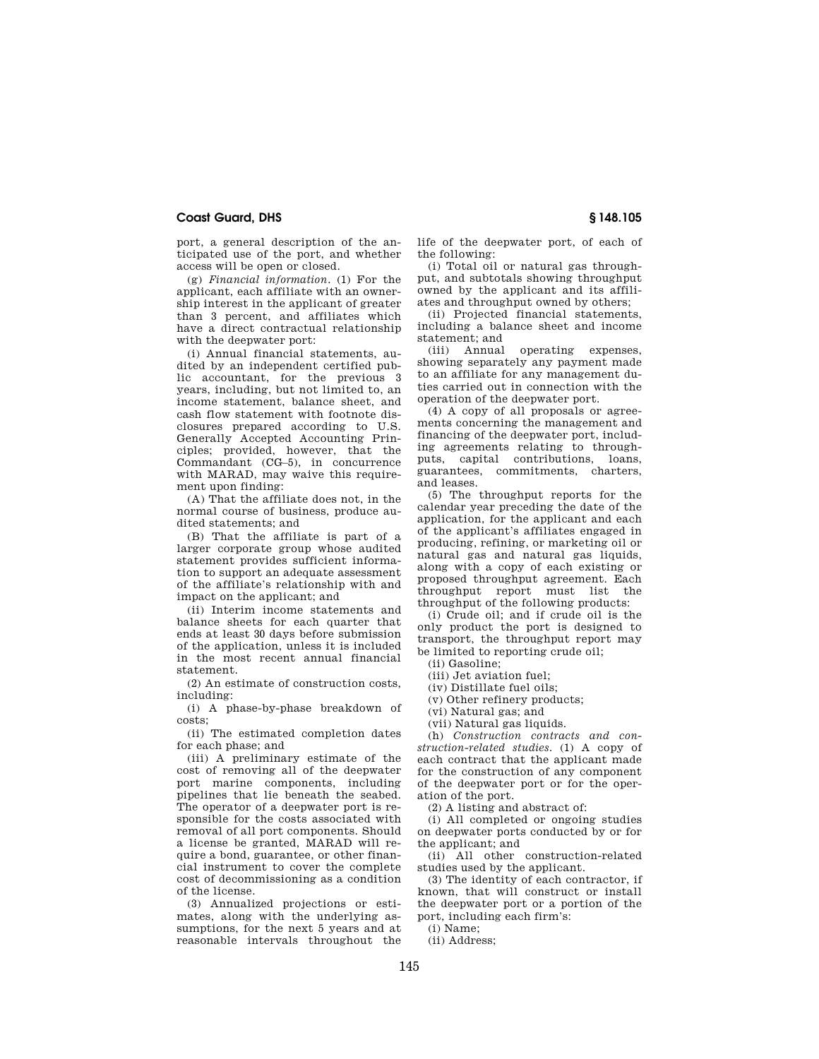port, a general description of the anticipated use of the port, and whether access will be open or closed.

(g) *Financial information.* (1) For the applicant, each affiliate with an ownership interest in the applicant of greater than 3 percent, and affiliates which have a direct contractual relationship with the deepwater port:

(i) Annual financial statements, audited by an independent certified public accountant, for the previous 3 years, including, but not limited to, an income statement, balance sheet, and cash flow statement with footnote disclosures prepared according to U.S. Generally Accepted Accounting Principles; provided, however, that the Commandant (CG–5), in concurrence with MARAD, may waive this requirement upon finding:

(A) That the affiliate does not, in the normal course of business, produce audited statements; and

(B) That the affiliate is part of a larger corporate group whose audited statement provides sufficient information to support an adequate assessment of the affiliate's relationship with and impact on the applicant; and

(ii) Interim income statements and balance sheets for each quarter that ends at least 30 days before submission of the application, unless it is included in the most recent annual financial statement.

(2) An estimate of construction costs, including:

(i) A phase-by-phase breakdown of costs;

(ii) The estimated completion dates for each phase; and

(iii) A preliminary estimate of the cost of removing all of the deepwater port marine components, including pipelines that lie beneath the seabed. The operator of a deepwater port is responsible for the costs associated with removal of all port components. Should a license be granted, MARAD will require a bond, guarantee, or other financial instrument to cover the complete cost of decommissioning as a condition of the license.

(3) Annualized projections or estimates, along with the underlying assumptions, for the next 5 years and at reasonable intervals throughout the life of the deepwater port, of each of the following:

(i) Total oil or natural gas throughput, and subtotals showing throughput owned by the applicant and its affiliates and throughput owned by others;

(ii) Projected financial statements, including a balance sheet and income statement; and

(iii) Annual operating expenses, showing separately any payment made to an affiliate for any management duties carried out in connection with the operation of the deepwater port.

(4) A copy of all proposals or agreements concerning the management and financing of the deepwater port, including agreements relating to throughputs, capital contributions, loans, guarantees, commitments, charters, and leases.

(5) The throughput reports for the calendar year preceding the date of the application, for the applicant and each of the applicant's affiliates engaged in producing, refining, or marketing oil or natural gas and natural gas liquids, along with a copy of each existing or proposed throughput agreement. Each throughput report must list the throughput of the following products:

(i) Crude oil; and if crude oil is the only product the port is designed to transport, the throughput report may be limited to reporting crude oil;

(ii) Gasoline;

(iii) Jet aviation fuel;

(iv) Distillate fuel oils;

(v) Other refinery products;

(vi) Natural gas; and

(vii) Natural gas liquids.

(h) *Construction contracts and construction-related studies.* (1) A copy of each contract that the applicant made for the construction of any component of the deepwater port or for the operation of the port.

(2) A listing and abstract of:

(i) All completed or ongoing studies on deepwater ports conducted by or for the applicant; and

(ii) All other construction-related studies used by the applicant.

(3) The identity of each contractor, if known, that will construct or install the deepwater port or a portion of the port, including each firm's:

(i) Name;

(ii) Address;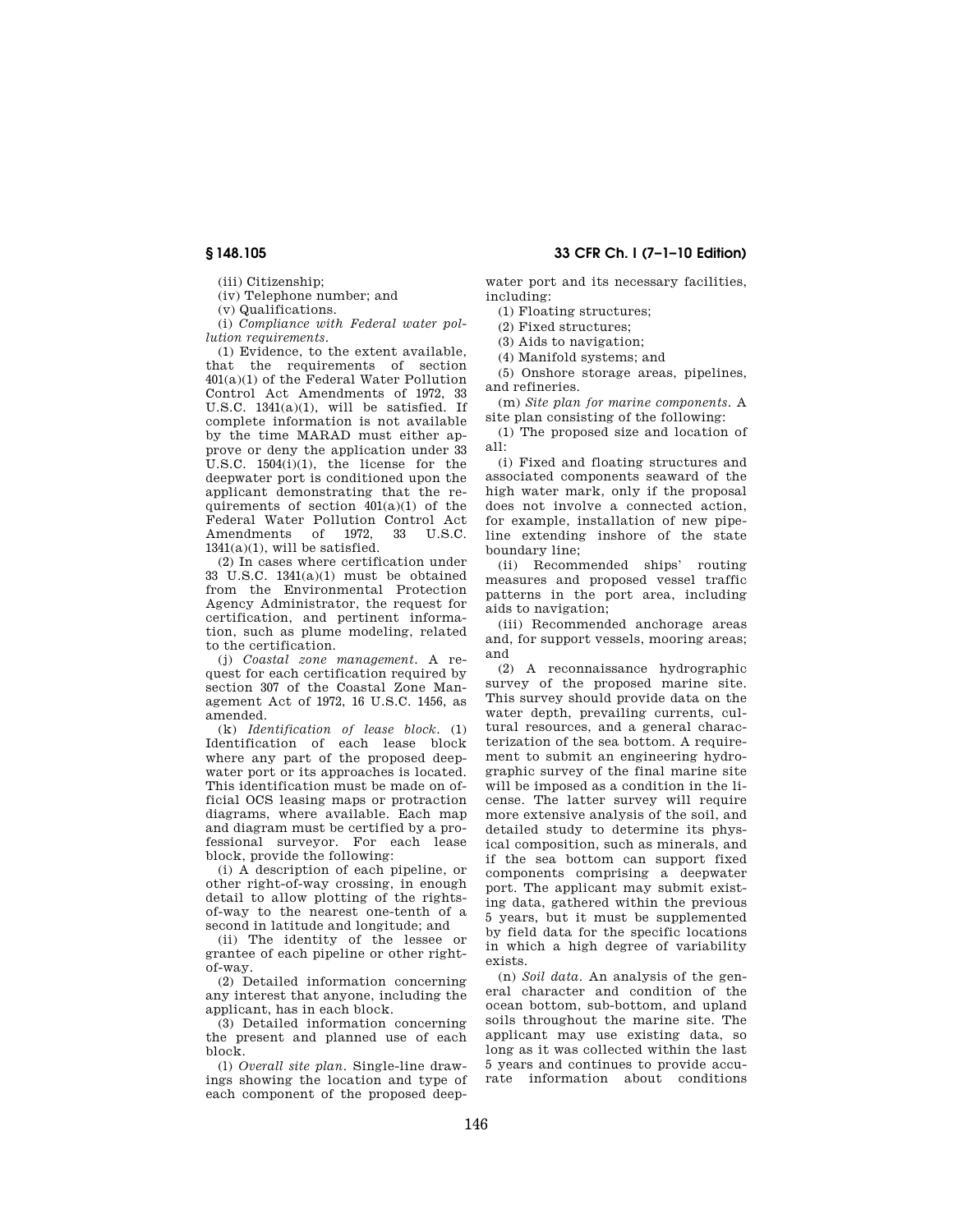(iii) Citizenship;

(iv) Telephone number; and

(v) Qualifications.

(i) *Compliance with Federal water pollution requirements.*

(1) Evidence, to the extent available, that the requirements of section 401(a)(1) of the Federal Water Pollution Control Act Amendments of 1972, 33 U.S.C. 1341(a)(1), will be satisfied. If complete information is not available by the time MARAD must either approve or deny the application under 33 U.S.C. 1504(i)(1), the license for the deepwater port is conditioned upon the applicant demonstrating that the requirements of section 401(a)(1) of the Federal Water Pollution Control Act Amendments of 1972, 33 U.S.C. 1341(a)(1), will be satisfied.

(2) In cases where certification under 33 U.S.C. 1341(a)(1) must be obtained from the Environmental Protection Agency Administrator, the request for certification, and pertinent information, such as plume modeling, related to the certification.

(j) *Coastal zone management.* A request for each certification required by section 307 of the Coastal Zone Management Act of 1972, 16 U.S.C. 1456, as amended.

(k) *Identification of lease block.* (1) Identification of each lease block where any part of the proposed deepwater port or its approaches is located. This identification must be made on official OCS leasing maps or protraction diagrams, where available. Each map and diagram must be certified by a professional surveyor. For each lease block, provide the following:

(i) A description of each pipeline, or other right-of-way crossing, in enough detail to allow plotting of the rights-of-way to the nearest one-tenth of a second in latitude and longitude; and

(ii) The identity of the lessee or grantee of each pipeline or other right-of-way.

(2) Detailed information concerning any interest that anyone, including the applicant, has in each block.

(3) Detailed information concerning the present and planned use of each block.

(l) *Overall site plan.* Single-line drawings showing the location and type of each component of the proposed deepwater port and its necessary facilities, including:

(1) Floating structures;

(2) Fixed structures;

(3) Aids to navigation;

(4) Manifold systems; and

(5) Onshore storage areas, pipelines, and refineries.

(m) *Site plan for marine components.* A site plan consisting of the following:

(1) The proposed size and location of all:

(i) Fixed and floating structures and associated components seaward of the high water mark, only if the proposal does not involve a connected action, for example, installation of new pipeline extending inshore of the state boundary line;

(ii) Recommended ships' routing measures and proposed vessel traffic patterns in the port area, including aids to navigation;

(iii) Recommended anchorage areas and, for support vessels, mooring areas; and

(2) A reconnaissance hydrographic survey of the proposed marine site. This survey should provide data on the water depth, prevailing currents, cultural resources, and a general characterization of the sea bottom. A requirement to submit an engineering hydrographic survey of the final marine site will be imposed as a condition in the license. The latter survey will require more extensive analysis of the soil, and detailed study to determine its physical composition, such as minerals, and if the sea bottom can support fixed components comprising a deepwater port. The applicant may submit existing data, gathered within the previous 5 years, but it must be supplemented by field data for the specific locations in which a high degree of variability exists.

(n) *Soil data.* An analysis of the general character and condition of the ocean bottom, sub-bottom, and upland soils throughout the marine site. The applicant may use existing data, so long as it was collected within the last 5 years and continues to provide accurate information about conditions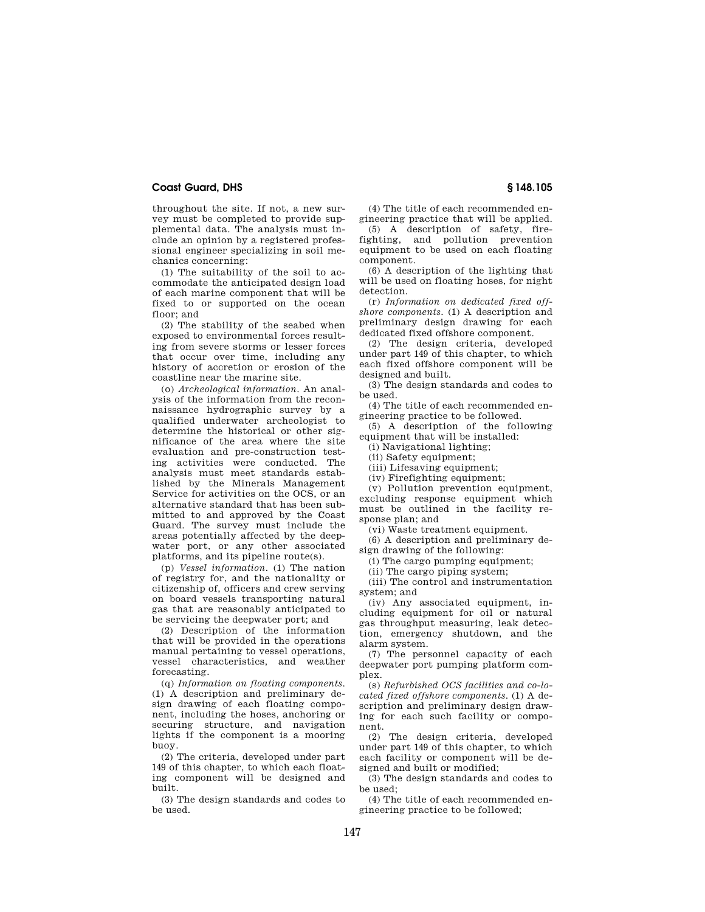throughout the site. If not, a new survey must be completed to provide supplemental data. The analysis must include an opinion by a registered professional engineer specializing in soil mechanics concerning:

(1) The suitability of the soil to accommodate the anticipated design load of each marine component that will be fixed to or supported on the ocean floor; and

(2) The stability of the seabed when exposed to environmental forces resulting from severe storms or lesser forces that occur over time, including any history of accretion or erosion of the coastline near the marine site.

(o) *Archeological information.* An analysis of the information from the reconnaissance hydrographic survey by a qualified underwater archeologist to determine the historical or other significance of the area where the site evaluation and pre-construction testing activities were conducted. The analysis must meet standards established by the Minerals Management Service for activities on the OCS, or an alternative standard that has been submitted to and approved by the Coast Guard. The survey must include the areas potentially affected by the deepwater port, or any other associated platforms, and its pipeline route(s).

(p) *Vessel information.* (1) The nation of registry for, and the nationality or citizenship of, officers and crew serving on board vessels transporting natural gas that are reasonably anticipated to be servicing the deepwater port; and

(2) Description of the information that will be provided in the operations manual pertaining to vessel operations, vessel characteristics, and weather forecasting.

(q) *Information on floating components.* (1) A description and preliminary design drawing of each floating component, including the hoses, anchoring or securing structure, and navigation lights if the component is a mooring buoy.

(2) The criteria, developed under part 149 of this chapter, to which each floating component will be designed and built.

(3) The design standards and codes to be used.

(4) The title of each recommended engineering practice that will be applied.

(5) A description of safety, firefighting, and pollution prevention equipment to be used on each floating component.

(6) A description of the lighting that will be used on floating hoses, for night detection.

(r) *Information on dedicated fixed offshore components.* (1) A description and preliminary design drawing for each dedicated fixed offshore component.

(2) The design criteria, developed under part 149 of this chapter, to which each fixed offshore component will be designed and built.

(3) The design standards and codes to be used.

(4) The title of each recommended engineering practice to be followed.

(5) A description of the following equipment that will be installed:

(i) Navigational lighting;

(ii) Safety equipment;

(iii) Lifesaving equipment;

(iv) Firefighting equipment;

(v) Pollution prevention equipment, excluding response equipment which must be outlined in the facility response plan; and

(vi) Waste treatment equipment.

(6) A description and preliminary design drawing of the following:

(i) The cargo pumping equipment;

(ii) The cargo piping system;

(iii) The control and instrumentation system; and

(iv) Any associated equipment, including equipment for oil or natural gas throughput measuring, leak detection, emergency shutdown, and the alarm system.

(7) The personnel capacity of each deepwater port pumping platform complex.

(s) *Refurbished OCS facilities and co-located fixed offshore components.* (1) A description and preliminary design drawing for each such facility or component.

(2) The design criteria, developed under part 149 of this chapter, to which each facility or component will be designed and built or modified;

(3) The design standards and codes to be used;

(4) The title of each recommended engineering practice to be followed;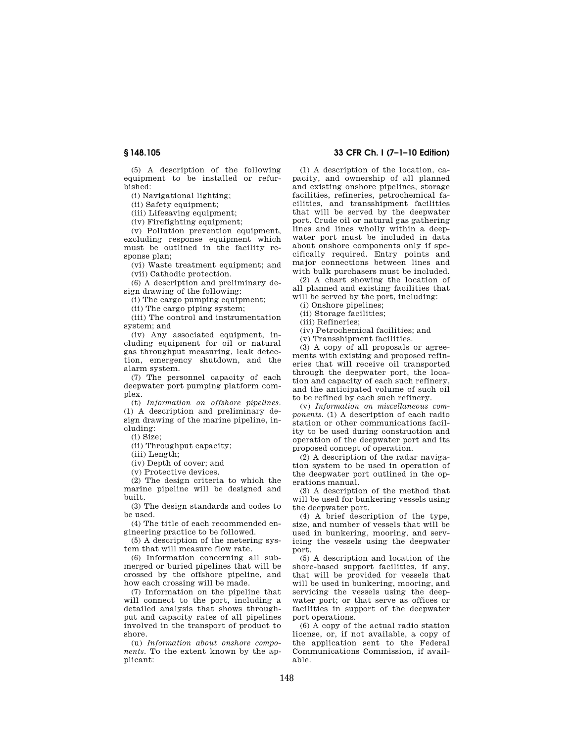(5) A description of the following equipment to be installed or refurbished:

(i) Navigational lighting;

(ii) Safety equipment;

(iii) Lifesaving equipment;

(iv) Firefighting equipment;

(v) Pollution prevention equipment, excluding response equipment which must be outlined in the facility response plan;

(vi) Waste treatment equipment; and

(vii) Cathodic protection.

(6) A description and preliminary design drawing of the following:

(i) The cargo pumping equipment;

(ii) The cargo piping system;

(iii) The control and instrumentation system; and

(iv) Any associated equipment, including equipment for oil or natural gas throughput measuring, leak detection, emergency shutdown, and the alarm system.

(7) The personnel capacity of each deepwater port pumping platform complex.

(t) *Information on offshore pipelines.* (1) A description and preliminary design drawing of the marine pipeline, including:

(i) Size;

(ii) Throughput capacity;

(iii) Length;

(iv) Depth of cover; and

(v) Protective devices.

(2) The design criteria to which the marine pipeline will be designed and built.

(3) The design standards and codes to be used.

(4) The title of each recommended engineering practice to be followed.

(5) A description of the metering system that will measure flow rate.

(6) Information concerning all submerged or buried pipelines that will be crossed by the offshore pipeline, and how each crossing will be made.

(7) Information on the pipeline that will connect to the port, including a detailed analysis that shows throughput and capacity rates of all pipelines involved in the transport of product to shore.

(u) *Information about onshore components.* To the extent known by the applicant:

(1) A description of the location, capacity, and ownership of all planned and existing onshore pipelines, storage facilities, refineries, petrochemical facilities, and transshipment facilities that will be served by the deepwater port. Crude oil or natural gas gathering lines and lines wholly within a deepwater port must be included in data about onshore components only if specifically required. Entry points and major connections between lines and with bulk purchasers must be included.

(2) A chart showing the location of all planned and existing facilities that will be served by the port, including:

(i) Onshore pipelines;

(ii) Storage facilities;

(iii) Refineries;

(iv) Petrochemical facilities; and

(v) Transshipment facilities.

(3) A copy of all proposals or agreements with existing and proposed refineries that will receive oil transported through the deepwater port, the location and capacity of each such refinery, and the anticipated volume of such oil to be refined by each such refinery.

(v) *Information on miscellaneous components.* (1) A description of each radio station or other communications facility to be used during construction and operation of the deepwater port and its proposed concept of operation.

(2) A description of the radar navigation system to be used in operation of the deepwater port outlined in the operations manual.

(3) A description of the method that will be used for bunkering vessels using the deepwater port.

(4) A brief description of the type, size, and number of vessels that will be used in bunkering, mooring, and servicing the vessels using the deepwater port.

(5) A description and location of the shore-based support facilities, if any, that will be provided for vessels that will be used in bunkering, mooring, and servicing the vessels using the deepwater port; or that serve as offices or facilities in support of the deepwater port operations.

(6) A copy of the actual radio station license, or, if not available, a copy of the application sent to the Federal Communications Commission, if available.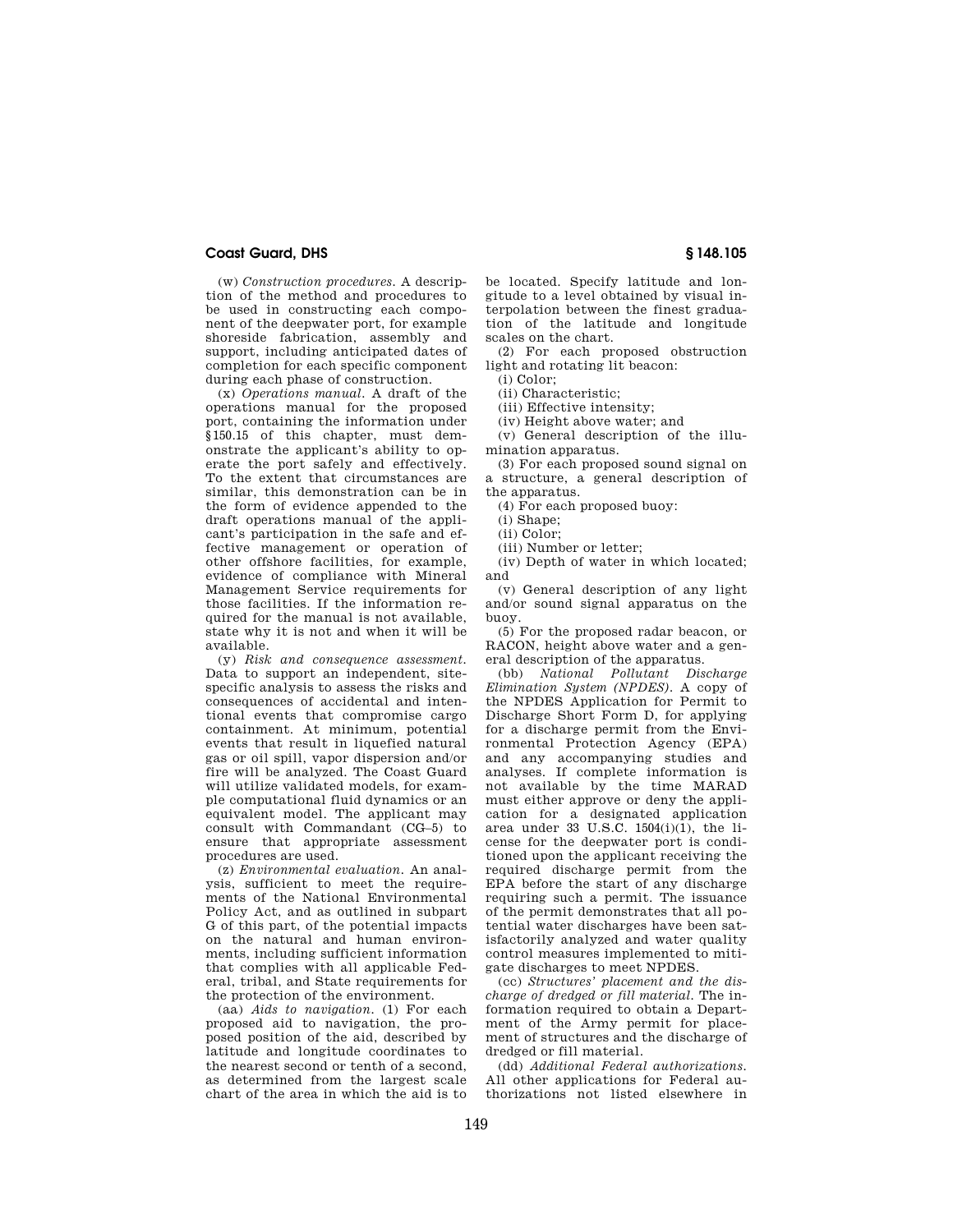(w) *Construction procedures.* A description of the method and procedures to be used in constructing each component of the deepwater port, for example shoreside fabrication, assembly and support, including anticipated dates of completion for each specific component during each phase of construction.

(x) *Operations manual.* A draft of the operations manual for the proposed port, containing the information under §150.15 of this chapter, must demonstrate the applicant's ability to operate the port safely and effectively. To the extent that circumstances are similar, this demonstration can be in the form of evidence appended to the draft operations manual of the applicant's participation in the safe and effective management or operation of other offshore facilities, for example, evidence of compliance with Mineral Management Service requirements for those facilities. If the information required for the manual is not available, state why it is not and when it will be available.

(y) *Risk and consequence assessment.* Data to support an independent, site-specific analysis to assess the risks and consequences of accidental and intentional events that compromise cargo containment. At minimum, potential events that result in liquefied natural gas or oil spill, vapor dispersion and/or fire will be analyzed. The Coast Guard will utilize validated models, for example computational fluid dynamics or an equivalent model. The applicant may consult with Commandant (CG–5) to ensure that appropriate assessment procedures are used.

(z) *Environmental evaluation.* An analysis, sufficient to meet the requirements of the National Environmental Policy Act, and as outlined in subpart G of this part, of the potential impacts on the natural and human environments, including sufficient information that complies with all applicable Federal, tribal, and State requirements for the protection of the environment.

(aa) *Aids to navigation.* (1) For each proposed aid to navigation, the proposed position of the aid, described by latitude and longitude coordinates to the nearest second or tenth of a second, as determined from the largest scale chart of the area in which the aid is to be located. Specify latitude and longitude to a level obtained by visual interpolation between the finest graduation of the latitude and longitude scales on the chart.

(2) For each proposed obstruction light and rotating lit beacon:

(i) Color;

(ii) Characteristic;

(iii) Effective intensity;

(iv) Height above water; and

(v) General description of the illumination apparatus.

(3) For each proposed sound signal on a structure, a general description of the apparatus.

(4) For each proposed buoy:

(i) Shape;

(ii) Color;

(iii) Number or letter;

(iv) Depth of water in which located; and

(v) General description of any light and/or sound signal apparatus on the buoy.

(5) For the proposed radar beacon, or RACON, height above water and a general description of the apparatus.

(bb) *National Pollutant Discharge Elimination System (NPDES).* A copy of the NPDES Application for Permit to Discharge Short Form D, for applying for a discharge permit from the Environmental Protection Agency (EPA) and any accompanying studies and analyses. If complete information is not available by the time MARAD must either approve or deny the application for a designated application area under 33 U.S.C. 1504(i)(1), the license for the deepwater port is conditioned upon the applicant receiving the required discharge permit from the EPA before the start of any discharge requiring such a permit. The issuance of the permit demonstrates that all potential water discharges have been satisfactorily analyzed and water quality control measures implemented to mitigate discharges to meet NPDES.

(cc) *Structures' placement and the discharge of dredged or fill material.* The information required to obtain a Department of the Army permit for placement of structures and the discharge of dredged or fill material.

(dd) *Additional Federal authorizations.* All other applications for Federal authorizations not listed elsewhere in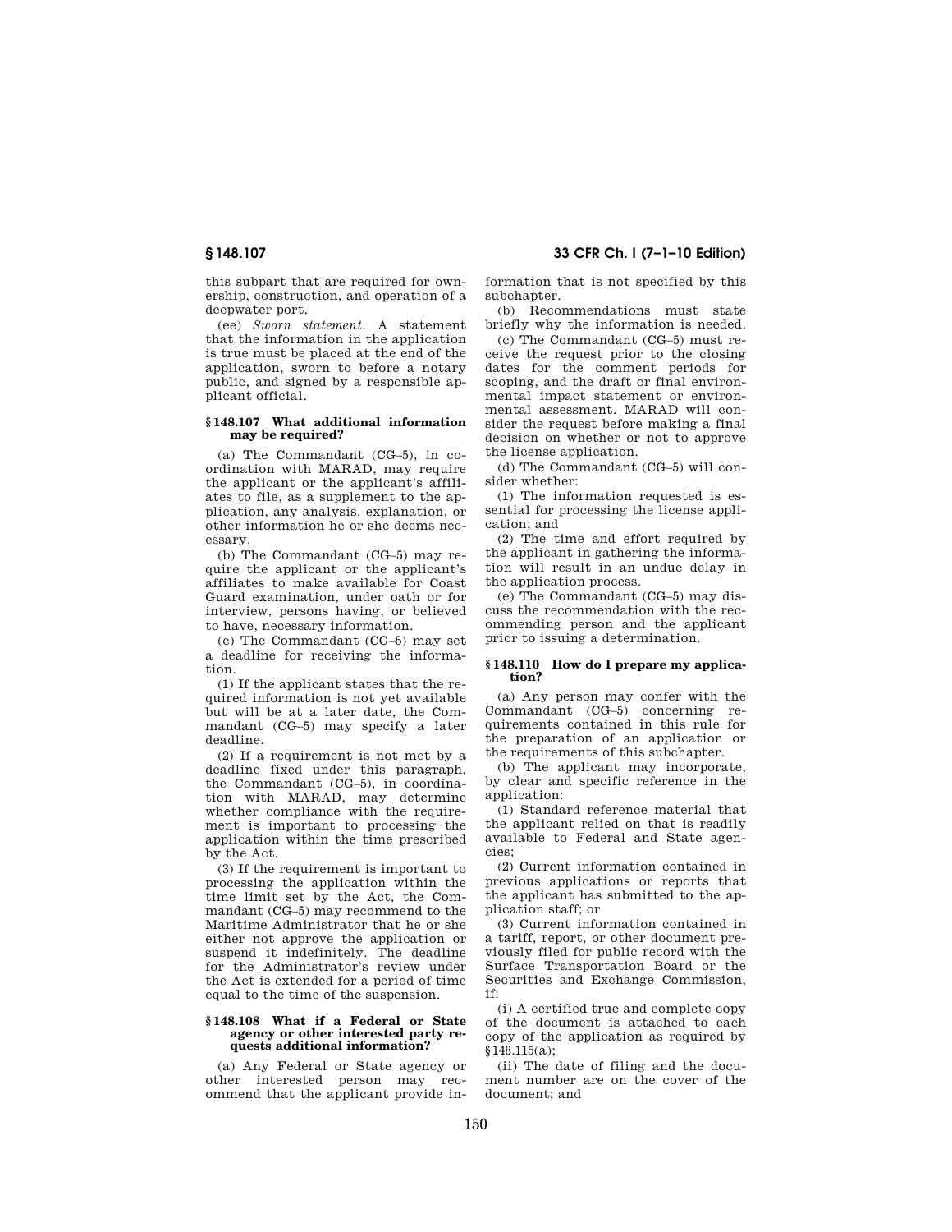this subpart that are required for ownership, construction, and operation of a deepwater port.

(ee) *Sworn statement.* A statement that the information in the application is true must be placed at the end of the application, sworn to before a notary public, and signed by a responsible applicant official.

### § 148.107 What additional information may be required?

(a) The Commandant (CG–5), in coordination with MARAD, may require the applicant or the applicant's affiliates to file, as a supplement to the application, any analysis, explanation, or other information he or she deems necessary.

(b) The Commandant (CG–5) may require the applicant or the applicant's affiliates to make available for Coast Guard examination, under oath or for interview, persons having, or believed to have, necessary information.

(c) The Commandant (CG–5) may set a deadline for receiving the information.

(1) If the applicant states that the required information is not yet available but will be at a later date, the Commandant (CG–5) may specify a later deadline.

(2) If a requirement is not met by a deadline fixed under this paragraph, the Commandant (CG–5), in coordination with MARAD, may determine whether compliance with the requirement is important to processing the application within the time prescribed by the Act.

(3) If the requirement is important to processing the application within the time limit set by the Act, the Commandant (CG–5) may recommend to the Maritime Administrator that he or she either not approve the application or suspend it indefinitely. The deadline for the Administrator's review under the Act is extended for a period of time equal to the time of the suspension.

### § 148.108 What if a Federal or State agency or other interested party requests additional information?

(a) Any Federal or State agency or other interested person may recommend that the applicant provide information that is not specified by this subchapter.

(b) Recommendations must state briefly why the information is needed.

(c) The Commandant (CG–5) must receive the request prior to the closing dates for the comment periods for scoping, and the draft or final environmental impact statement or environmental assessment. MARAD will consider the request before making a final decision on whether or not to approve the license application.

(d) The Commandant (CG–5) will consider whether:

(1) The information requested is essential for processing the license application; and

(2) The time and effort required by the applicant in gathering the information will result in an undue delay in the application process.

(e) The Commandant (CG–5) may discuss the recommendation with the recommending person and the applicant prior to issuing a determination.

### § 148.110 How do I prepare my application?

(a) Any person may confer with the Commandant (CG–5) concerning requirements contained in this rule for the preparation of an application or the requirements of this subchapter.

(b) The applicant may incorporate, by clear and specific reference in the application:

(1) Standard reference material that the applicant relied on that is readily available to Federal and State agencies;

(2) Current information contained in previous applications or reports that the applicant has submitted to the application staff; or

(3) Current information contained in a tariff, report, or other document previously filed for public record with the Surface Transportation Board or the Securities and Exchange Commission, if:

(i) A certified true and complete copy of the document is attached to each copy of the application as required by §148.115(a);

(ii) The date of filing and the document number are on the cover of the document; and